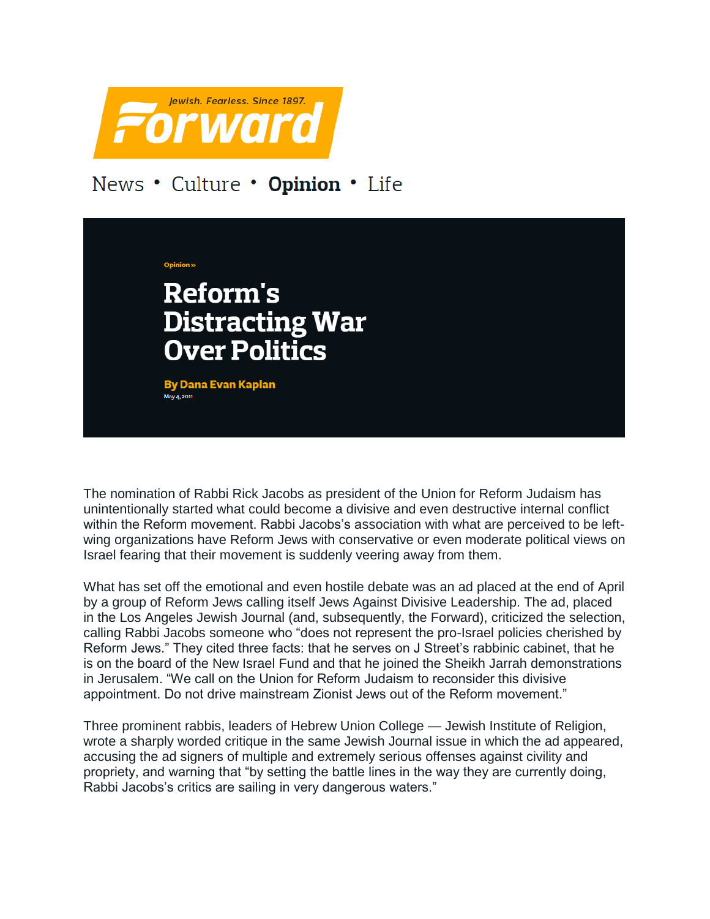Forward

Jewish. Fearless. Since 1897.

News • Culture • **Opinion** • Life

Opinion »

# Reform's Distracting War Over Politics

**By Dana Evan Kaplan**

May 4, 2011

The nomination of Rabbi Rick Jacobs as president of the Union for Reform Judaism has unintentionally started what could become a divisive and even destructive internal conflict within the Reform movement. Rabbi Jacobs's association with what are perceived to be left-wing organizations have Reform Jews with conservative or even moderate political views on Israel fearing that their movement is suddenly veering away from them.

What has set off the emotional and even hostile debate was an ad placed at the end of April by a group of Reform Jews calling itself Jews Against Divisive Leadership. The ad, placed in the Los Angeles Jewish Journal (and, subsequently, the Forward), criticized the selection, calling Rabbi Jacobs someone who "does not represent the pro-Israel policies cherished by Reform Jews." They cited three facts: that he serves on J Street's rabbinic cabinet, that he is on the board of the New Israel Fund and that he joined the Sheikh Jarrah demonstrations in Jerusalem. "We call on the Union for Reform Judaism to reconsider this divisive appointment. Do not drive mainstream Zionist Jews out of the Reform movement."

Three prominent rabbis, leaders of Hebrew Union College — Jewish Institute of Religion, wrote a sharply worded critique in the same Jewish Journal issue in which the ad appeared, accusing the ad signers of multiple and extremely serious offenses against civility and propriety, and warning that "by setting the battle lines in the way they are currently doing, Rabbi Jacobs's critics are sailing in very dangerous waters."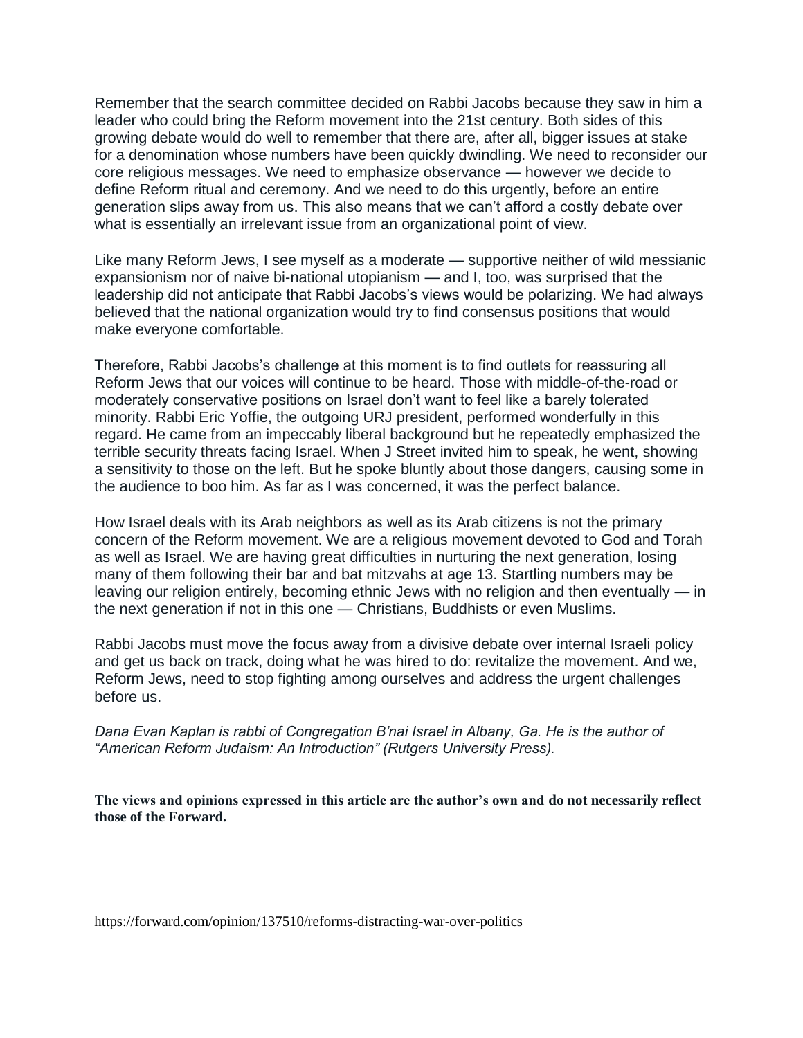Remember that the search committee decided on Rabbi Jacobs because they saw in him a leader who could bring the Reform movement into the 21st century. Both sides of this growing debate would do well to remember that there are, after all, bigger issues at stake for a denomination whose numbers have been quickly dwindling. We need to reconsider our core religious messages. We need to emphasize observance — however we decide to define Reform ritual and ceremony. And we need to do this urgently, before an entire generation slips away from us. This also means that we can't afford a costly debate over what is essentially an irrelevant issue from an organizational point of view.

Like many Reform Jews, I see myself as a moderate — supportive neither of wild messianic expansionism nor of naive bi-national utopianism — and I, too, was surprised that the leadership did not anticipate that Rabbi Jacobs's views would be polarizing. We had always believed that the national organization would try to find consensus positions that would make everyone comfortable.

Therefore, Rabbi Jacobs's challenge at this moment is to find outlets for reassuring all Reform Jews that our voices will continue to be heard. Those with middle-of-the-road or moderately conservative positions on Israel don't want to feel like a barely tolerated minority. Rabbi Eric Yoffie, the outgoing URJ president, performed wonderfully in this regard. He came from an impeccably liberal background but he repeatedly emphasized the terrible security threats facing Israel. When J Street invited him to speak, he went, showing a sensitivity to those on the left. But he spoke bluntly about those dangers, causing some in the audience to boo him. As far as I was concerned, it was the perfect balance.

How Israel deals with its Arab neighbors as well as its Arab citizens is not the primary concern of the Reform movement. We are a religious movement devoted to God and Torah as well as Israel. We are having great difficulties in nurturing the next generation, losing many of them following their bar and bat mitzvahs at age 13. Startling numbers may be leaving our religion entirely, becoming ethnic Jews with no religion and then eventually — in the next generation if not in this one — Christians, Buddhists or even Muslims.

Rabbi Jacobs must move the focus away from a divisive debate over internal Israeli policy and get us back on track, doing what he was hired to do: revitalize the movement. And we, Reform Jews, need to stop fighting among ourselves and address the urgent challenges before us.

*Dana Evan Kaplan is rabbi of Congregation B'nai Israel in Albany, Ga. He is the author of "American Reform Judaism: An Introduction" (Rutgers University Press).*

**The views and opinions expressed in this article are the author's own and do not necessarily reflect those of the Forward.**

https://forward.com/opinion/137510/reforms-distracting-war-over-politics